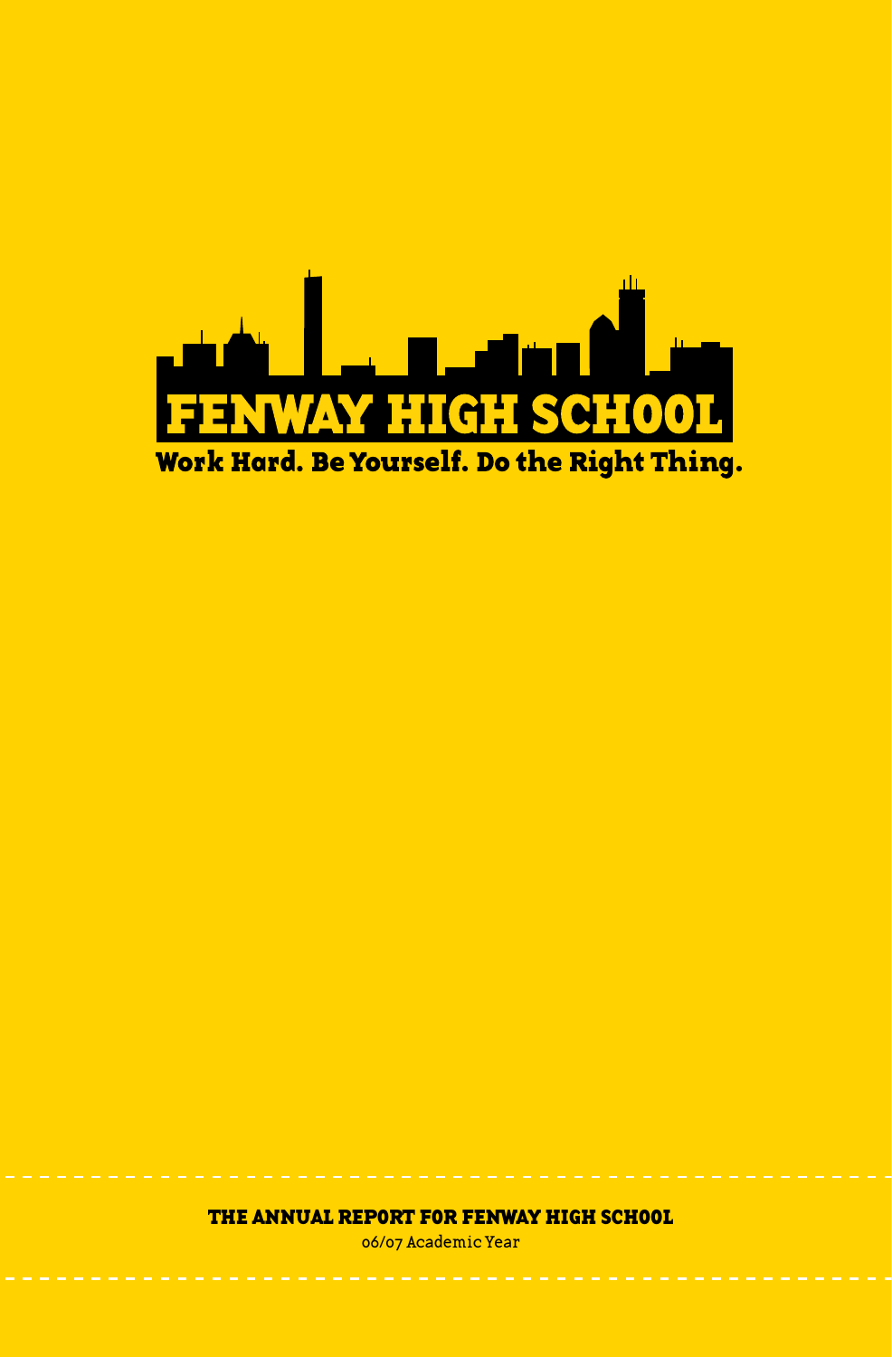# FENWAY HIGH SCHOOL

**Work Hard. Be Yourself. Do the Right Thing.**

**THE ANNUAL REPORT FOR FENWAY HIGH SCHOOL**

06/07 Academic Year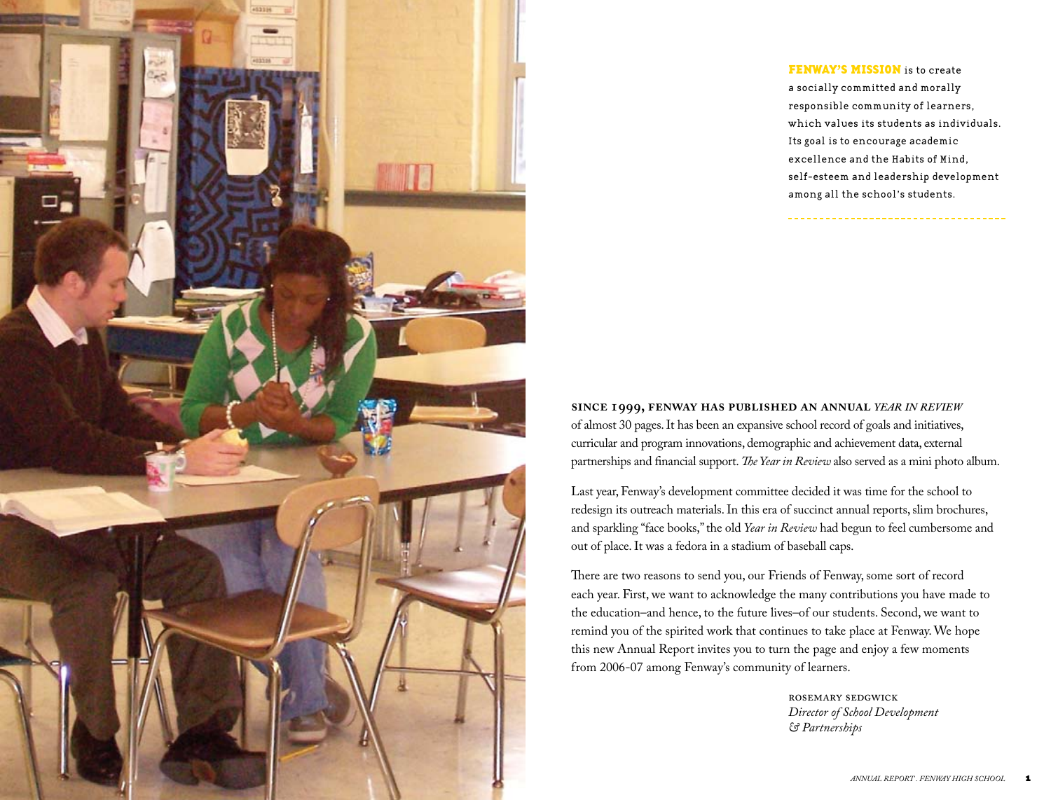**FENWAY'S MISSION** is to create a socially committed and morally responsible community of learners, which values its students as individuals. Its goal is to encourage academic excellence and the Habits of Mind, self-esteem and leadership development among all the school's students.

**SINCE 1999, FENWAY HAS PUBLISHED AN ANNUAL *YEAR IN REVIEW*** of almost 30 pages. It has been an expansive school record of goals and initiatives, curricular and program innovations, demographic and achievement data, external partnerships and financial support. *The Year in Review* also served as a mini photo album.

Last year, Fenway's development committee decided it was time for the school to redesign its outreach materials. In this era of succinct annual reports, slim brochures, and sparkling "face books," the old *Year in Review* had begun to feel cumbersome and out of place. It was a fedora in a stadium of baseball caps.

There are two reasons to send you, our Friends of Fenway, some sort of record each year. First, we want to acknowledge the many contributions you have made to the education–and hence, to the future lives–of our students. Second, we want to remind you of the spirited work that continues to take place at Fenway. We hope this new Annual Report invites you to turn the page and enjoy a few moments from 2006-07 among Fenway's community of learners.

ROSEMARY SEDGWICK
*Director of School Development & Partnerships*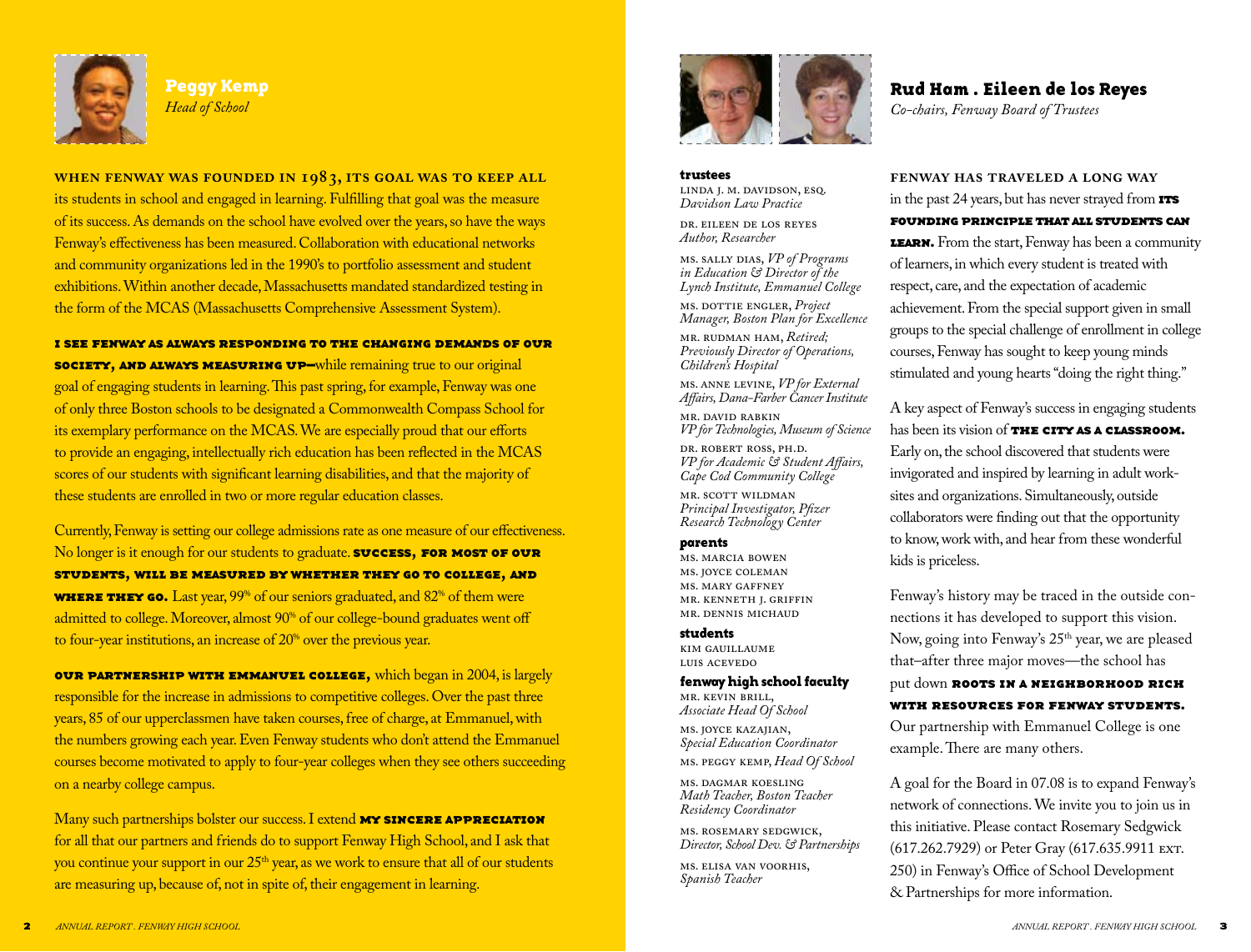## Peggy Kemp

*Head of School*

**WHEN FENWAY WAS FOUNDED IN 1983, ITS GOAL WAS TO KEEP ALL** its students in school and engaged in learning. Fulfilling that goal was the measure of its success. As demands on the school have evolved over the years, so have the ways Fenway's effectiveness has been measured. Collaboration with educational networks and community organizations led in the 1990's to portfolio assessment and student exhibitions. Within another decade, Massachusetts mandated standardized testing in the form of the MCAS (Massachusetts Comprehensive Assessment System).

**I SEE FENWAY AS ALWAYS RESPONDING TO THE CHANGING DEMANDS OF OUR SOCIETY, AND ALWAYS MEASURING UP—**while remaining true to our original goal of engaging students in learning. This past spring, for example, Fenway was one of only three Boston schools to be designated a Commonwealth Compass School for its exemplary performance on the MCAS. We are especially proud that our efforts to provide an engaging, intellectually rich education has been reflected in the MCAS scores of our students with significant learning disabilities, and that the majority of these students are enrolled in two or more regular education classes.

Currently, Fenway is setting our college admissions rate as one measure of our effectiveness. No longer is it enough for our students to graduate. **SUCCESS, FOR MOST OF OUR STUDENTS, WILL BE MEASURED BY WHETHER THEY GO TO COLLEGE, AND WHERE THEY GO.** Last year, 99% of our seniors graduated, and 82% of them were admitted to college. Moreover, almost 90% of our college-bound graduates went off to four-year institutions, an increase of 20% over the previous year.

**OUR PARTNERSHIP WITH EMMANUEL COLLEGE,** which began in 2004, is largely responsible for the increase in admissions to competitive colleges. Over the past three years, 85 of our upperclassmen have taken courses, free of charge, at Emmanuel, with the numbers growing each year. Even Fenway students who don't attend the Emmanuel courses become motivated to apply to four-year colleges when they see others succeeding on a nearby college campus.

Many such partnerships bolster our success. I extend **MY SINCERE APPRECIATION** for all that our partners and friends do to support Fenway High School, and I ask that you continue your support in our 25th year, as we work to ensure that all of our students are measuring up, because of, not in spite of, their engagement in learning.

## Rud Ham . Eileen de los Reyes

*Co-chairs, Fenway Board of Trustees*

**FENWAY HAS TRAVELED A LONG WAY** in the past 24 years, but has never strayed from **ITS FOUNDING PRINCIPLE THAT ALL STUDENTS CAN LEARN.** From the start, Fenway has been a community of learners, in which every student is treated with respect, care, and the expectation of academic achievement. From the special support given in small groups to the special challenge of enrollment in college courses, Fenway has sought to keep young minds stimulated and young hearts "doing the right thing."

A key aspect of Fenway's success in engaging students has been its vision of **THE CITY AS A CLASSROOM.** Early on, the school discovered that students were invigorated and inspired by learning in adult work-sites and organizations. Simultaneously, outside collaborators were finding out that the opportunity to know, work with, and hear from these wonderful kids is priceless.

Fenway's history may be traced in the outside connections it has developed to support this vision. Now, going into Fenway's 25th year, we are pleased that–after three major moves—the school has put down **ROOTS IN A NEIGHBORHOOD RICH WITH RESOURCES FOR FENWAY STUDENTS.** Our partnership with Emmanuel College is one example. There are many others.

A goal for the Board in 07.08 is to expand Fenway's network of connections. We invite you to join us in this initiative. Please contact Rosemary Sedgwick (617.262.7929) or Peter Gray (617.635.9911 EXT. 250) in Fenway's Office of School Development & Partnerships for more information.

### trustees

LINDA J. M. DAVIDSON, ESQ.
*Davidson Law Practice*

DR. EILEEN DE LOS REYES
*Author, Researcher*

MS. SALLY DIAS, *VP of Programs in Education & Director of the Lynch Institute, Emmanuel College*

MS. DOTTIE ENGLER, *Project Manager, Boston Plan for Excellence*

MR. RUDMAN HAM, *Retired; Previously Director of Operations, Children's Hospital*

MS. ANNE LEVINE, *VP for External Affairs, Dana-Farber Cancer Institute*

MR. DAVID RABKIN
*VP for Technologies, Museum of Science*

DR. ROBERT ROSS, PH.D.
*VP for Academic & Student Affairs, Cape Cod Community College*

MR. SCOTT WILDMAN
*Principal Investigator, Pfizer Research Technology Center*

### parents

MS. MARCIA BOWEN
MS. JOYCE COLEMAN
MS. MARY GAFFNEY
MR. KENNETH J. GRIFFIN
MR. DENNIS MICHAUD

### students

KIM GAUILLAUME
LUIS ACEVEDO

### fenway high school faculty

MR. KEVIN BRILL,
*Associate Head Of School*

MS. JOYCE KAZAJIAN,
*Special Education Coordinator*

MS. PEGGY KEMP, *Head Of School*

MS. DAGMAR KOESLING
*Math Teacher, Boston Teacher Residency Coordinator*

MS. ROSEMARY SEDGWICK,
*Director, School Dev. & Partnerships*

MS. ELISA VAN VOORHIS,
*Spanish Teacher*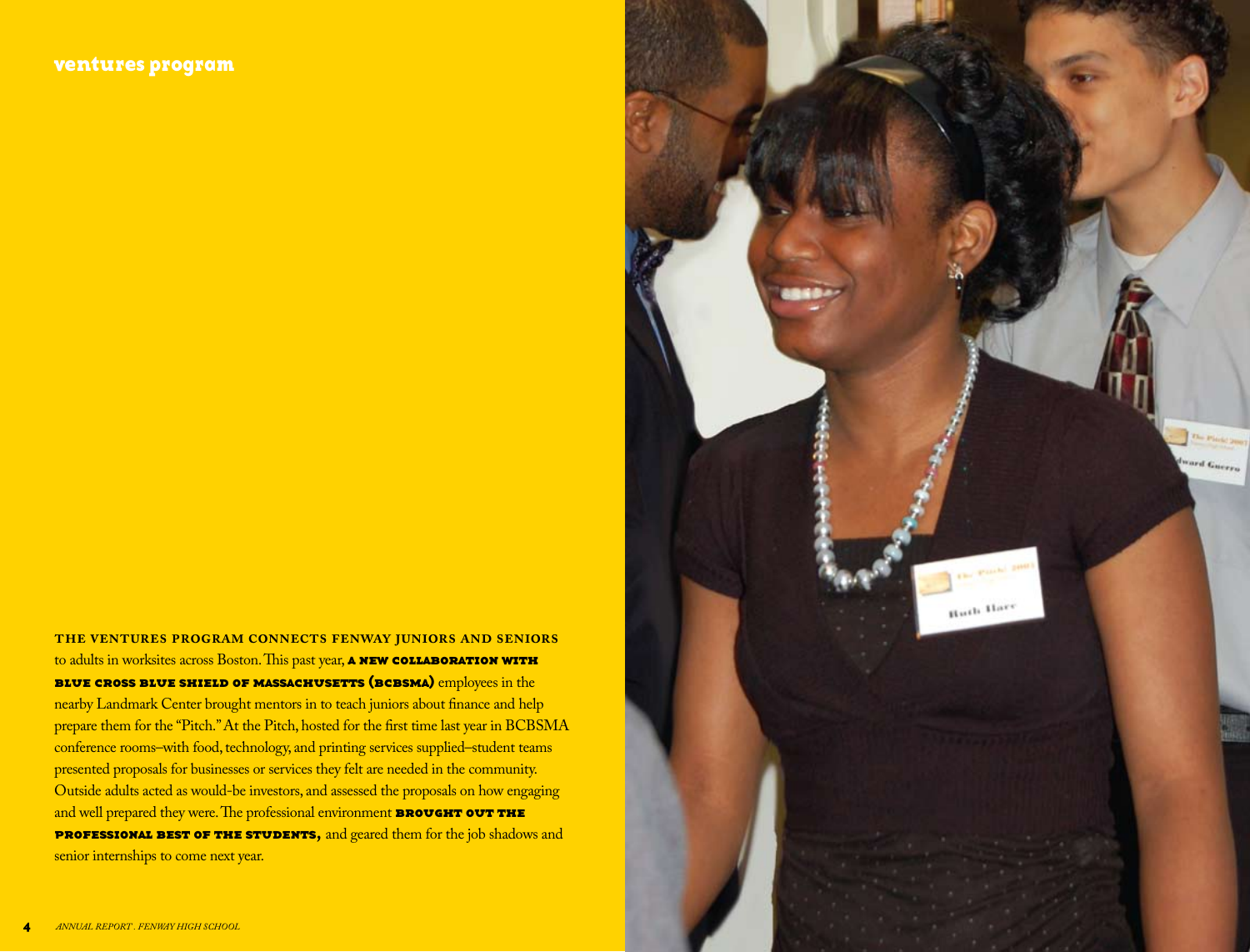## ventures program

**THE VENTURES PROGRAM CONNECTS FENWAY JUNIORS AND SENIORS** to adults in worksites across Boston. This past year, **A NEW COLLABORATION WITH BLUE CROSS BLUE SHIELD OF MASSACHUSETTS (BCBSMA)** employees in the nearby Landmark Center brought mentors in to teach juniors about finance and help prepare them for the "Pitch." At the Pitch, hosted for the first time last year in BCBSMA conference rooms–with food, technology, and printing services supplied–student teams presented proposals for businesses or services they felt are needed in the community. Outside adults acted as would-be investors, and assessed the proposals on how engaging and well prepared they were. The professional environment **BROUGHT OUT THE PROFESSIONAL BEST OF THE STUDENTS,** and geared them for the job shadows and senior internships to come next year.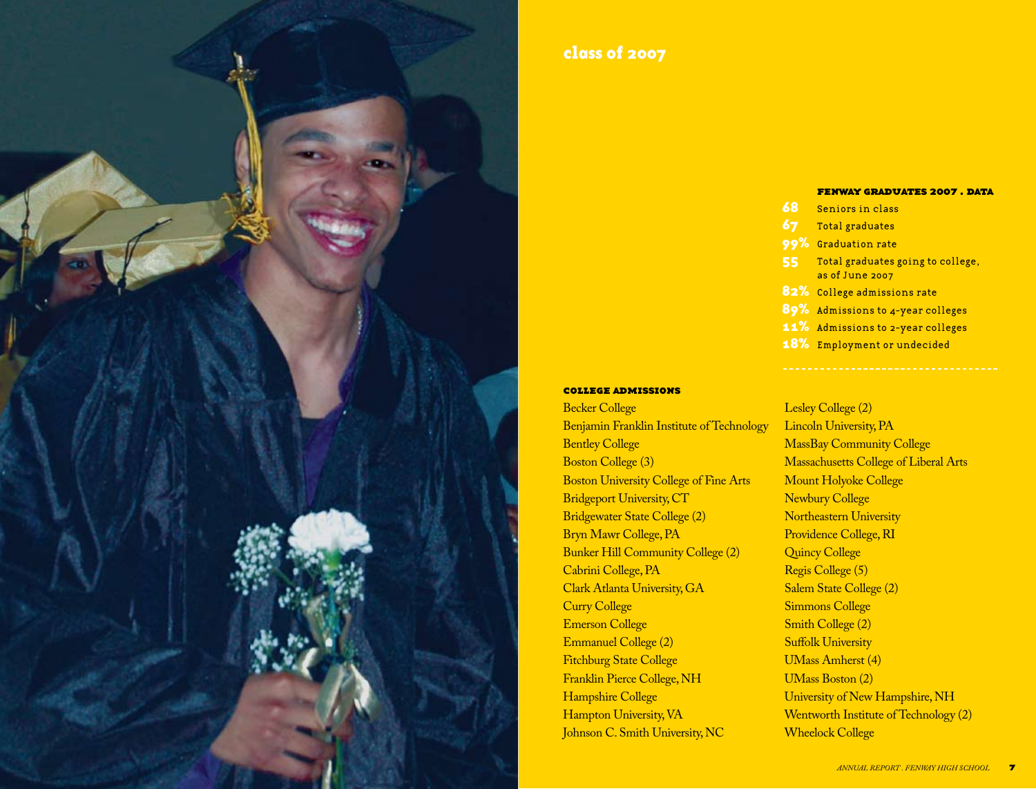# class of 2007

### FENWAY GRADUATES 2007 . DATA

| | |
|---|---|
| 68 | Seniors in class |
| 67 | Total graduates |
| 99% | Graduation rate |
| 55 | Total graduates going to college, as of June 2007 |
| 82% | College admissions rate |
| 89% | Admissions to 4-year colleges |
| 11% | Admissions to 2-year colleges |
| 18% | Employment or undecided |

### COLLEGE ADMISSIONS

Becker College
Benjamin Franklin Institute of Technology
Bentley College
Boston College (3)
Boston University College of Fine Arts
Bridgeport University, CT
Bridgewater State College (2)
Bryn Mawr College, PA
Bunker Hill Community College (2)
Cabrini College, PA
Clark Atlanta University, GA
Curry College
Emerson College
Emmanuel College (2)
Fitchburg State College
Franklin Pierce College, NH
Hampshire College
Hampton University, VA
Johnson C. Smith University, NC
Lesley College (2)
Lincoln University, PA
MassBay Community College
Massachusetts College of Liberal Arts
Mount Holyoke College
Newbury College
Northeastern University
Providence College, RI
Quincy College
Regis College (5)
Salem State College (2)
Simmons College
Smith College (2)
Suffolk University
UMass Amherst (4)
UMass Boston (2)
University of New Hampshire, NH
Wentworth Institute of Technology (2)
Wheelock College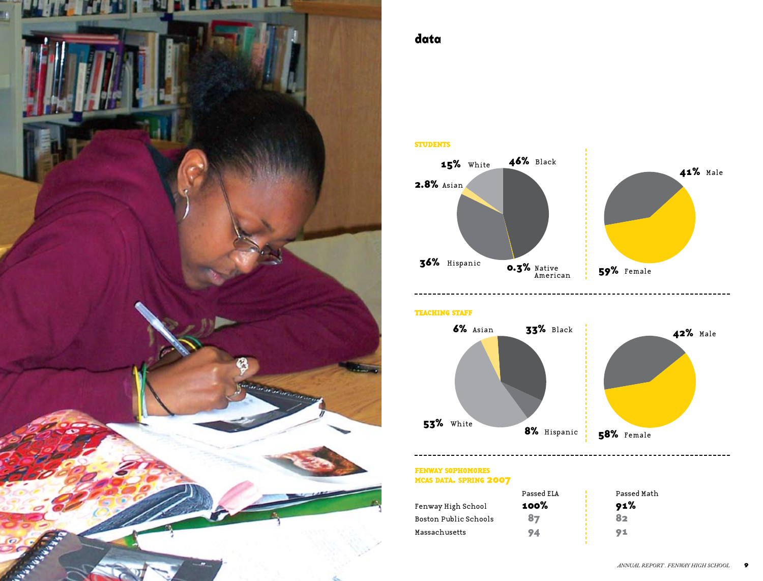# data

## STUDENTS

15% White
46% Black
2.8% Asian
36% Hispanic
0.3% Native American

41% Male
59% Female

## TEACHING STAFF

6% Asian
33% Black
53% White
8% Hispanic

42% Male
58% Female

## FENWAY SOPHOMORES MCAS DATA, SPRING 2007

| | Passed ELA | Passed Math |
|---|---|---|
| Fenway High School | **100%** | **91%** |
| Boston Public Schools | 87 | 82 |
| Massachusetts | 94 | 91 |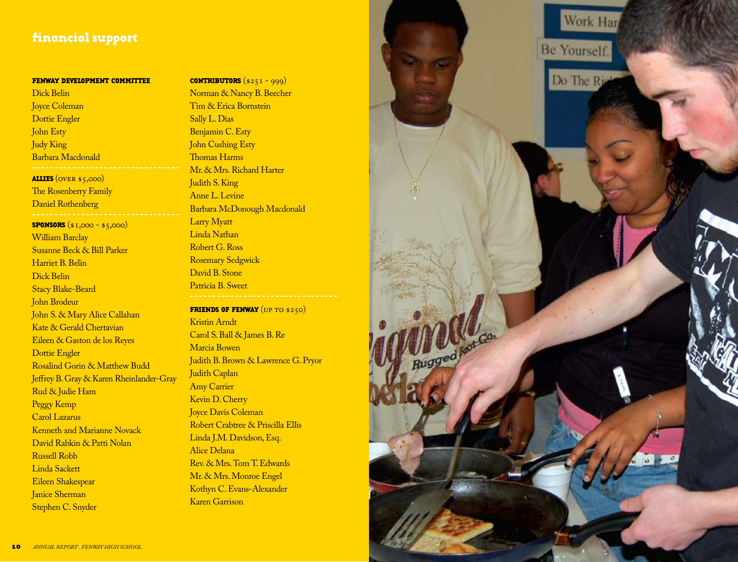# financial support

### FENWAY DEVELOPMENT COMMITTEE

Dick Belin
Joyce Coleman
Dottie Engler
John Esty
Judy King
Barbara Macdonald

### ALLIES (OVER $5,000)

The Rosenberry Family
Daniel Rothenberg

### SPONSORS ($1,000 - $5,000)

William Barclay
Susanne Beck & Bill Parker
Harriet B. Belin
Dick Belin
Stacy Blake-Beard
John Brodeur
John S. & Mary Alice Callahan
Kate & Gerald Chertavian
Eileen & Gaston de los Reyes
Dottie Engler
Rosalind Gorin & Matthew Budd
Jeffrey B. Gray & Karen Rheinlander-Gray
Rud & Judie Ham
Peggy Kemp
Carol Lazarus
Kenneth and Marianne Novack
David Rabkin & Patti Nolan
Russell Robb
Linda Sackett
Eileen Shakespear
Janice Sherman
Stephen C. Snyder

### CONTRIBUTORS ($251 - 999)

Norman & Nancy B. Beecher
Tim & Erica Bornstein
Sally L. Dias
Benjamin C. Esty
John Cushing Esty
Thomas Harms
Mr. & Mrs. Richard Harter
Judith S. King
Anne L. Levine
Barbara McDonough Macdonald
Larry Myatt
Linda Nathan
Robert G. Ross
Rosemary Sedgwick
David B. Stone
Patricia B. Sweet

### FRIENDS OF FENWAY (UP TO $250)

Kristin Arndt
Carol S. Ball & James B. Re
Marcia Bowen
Judith B. Brown & Lawrence G. Pryor
Judith Caplan
Amy Carrier
Kevin D. Cherry
Joyce Davis Coleman
Robert Crabtree & Priscilla Ellis
Linda J.M. Davidson, Esq.
Alice Delana
Rev. & Mrs. Tom T. Edwards
Mr. & Mrs. Monroe Engel
Kothyn C. Evans-Alexander
Karen Garrison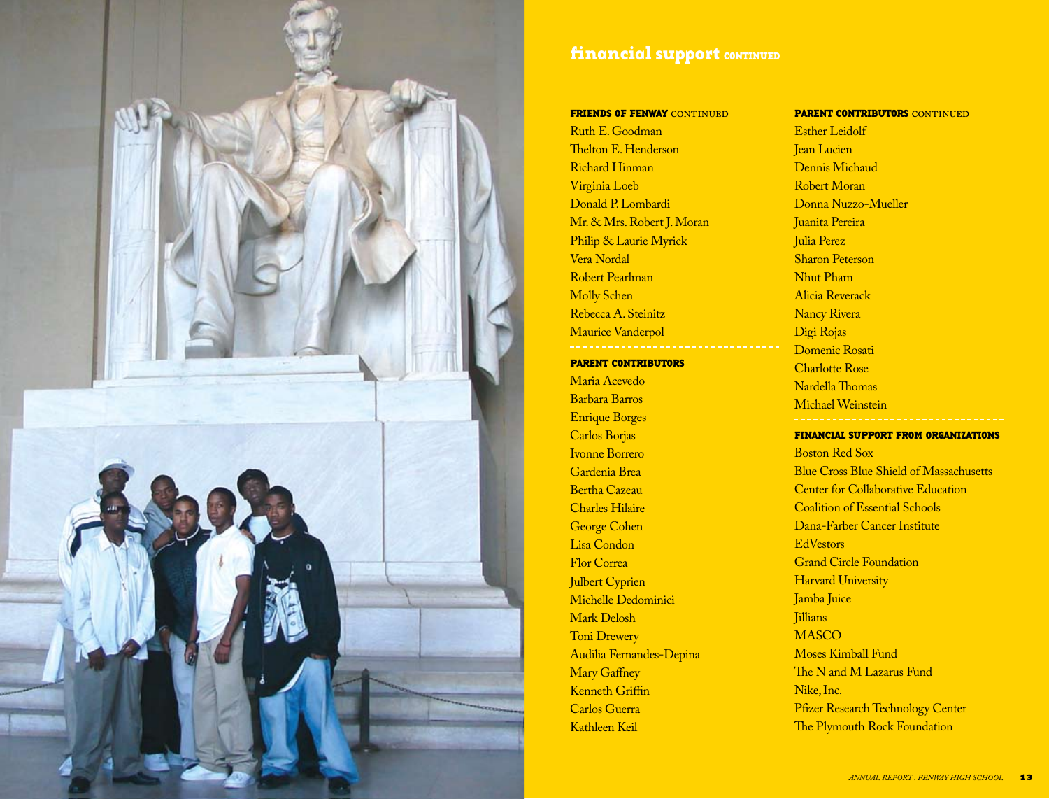## financial support CONTINUED

### FRIENDS OF FENWAY CONTINUED

Ruth E. Goodman
Thelton E. Henderson
Richard Hinman
Virginia Loeb
Donald P. Lombardi
Mr. & Mrs. Robert J. Moran
Philip & Laurie Myrick
Vera Nordal
Robert Pearlman
Molly Schen
Rebecca A. Steinitz
Maurice Vanderpol

### PARENT CONTRIBUTORS

Maria Acevedo
Barbara Barros
Enrique Borges
Carlos Borjas
Ivonne Borrero
Gardenia Brea
Bertha Cazeau
Charles Hilaire
George Cohen
Lisa Condon
Flor Correa
Julbert Cyprien
Michelle Dedominici
Mark Delosh
Toni Drewery
Audilia Fernandes-Depina
Mary Gaffney
Kenneth Griffin
Carlos Guerra
Kathleen Keil

### PARENT CONTRIBUTORS CONTINUED

Esther Leidolf
Jean Lucien
Dennis Michaud
Robert Moran
Donna Nuzzo-Mueller
Juanita Pereira
Julia Perez
Sharon Peterson
Nhut Pham
Alicia Reverack
Nancy Rivera
Digi Rojas
Domenic Rosati
Charlotte Rose
Nardella Thomas
Michael Weinstein

### FINANCIAL SUPPORT FROM ORGANIZATIONS

Boston Red Sox
Blue Cross Blue Shield of Massachusetts
Center for Collaborative Education
Coalition of Essential Schools
Dana-Farber Cancer Institute
EdVestors
Grand Circle Foundation
Harvard University
Jamba Juice
Jillians
MASCO
Moses Kimball Fund
The N and M Lazarus Fund
Nike, Inc.
Pfizer Research Technology Center
The Plymouth Rock Foundation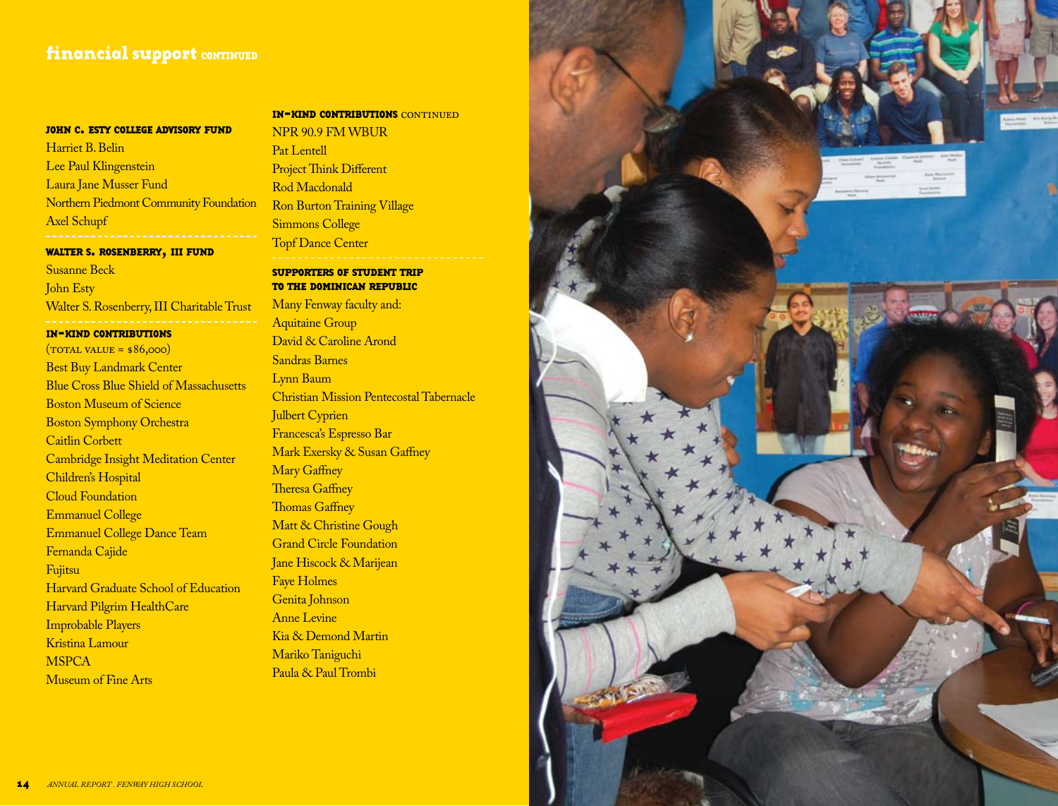## financial support CONTINUED

**JOHN C. ESTY COLLEGE ADVISORY FUND**

Harriet B. Belin
Lee Paul Klingenstein
Laura Jane Musser Fund
Northern Piedmont Community Foundation
Axel Schupf

**WALTER S. ROSENBERRY, III FUND**

Susanne Beck
John Esty
Walter S. Rosenberry, III Charitable Trust

**IN-KIND CONTRIBUTIONS**
(TOTAL VALUE = $86,000)

Best Buy Landmark Center
Blue Cross Blue Shield of Massachusetts
Boston Museum of Science
Boston Symphony Orchestra
Caitlin Corbett
Cambridge Insight Meditation Center
Children's Hospital
Cloud Foundation
Emmanuel College
Emmanuel College Dance Team
Fernanda Cajide
Fujitsu
Harvard Graduate School of Education
Harvard Pilgrim HealthCare
Improbable Players
Kristina Lamour
MSPCA
Museum of Fine Arts

**IN-KIND CONTRIBUTIONS** CONTINUED

NPR 90.9 FM WBUR
Pat Lentell
Project Think Different
Rod Macdonald
Ron Burton Training Village
Simmons College
Topf Dance Center

**SUPPORTERS OF STUDENT TRIP TO THE DOMINICAN REPUBLIC**

Many Fenway faculty and:
Aquitaine Group
David & Caroline Arond
Sandras Barnes
Lynn Baum
Christian Mission Pentecostal Tabernacle
Julbert Cyprien
Francesca's Espresso Bar
Mark Exersky & Susan Gaffney
Mary Gaffney
Theresa Gaffney
Thomas Gaffney
Matt & Christine Gough
Grand Circle Foundation
Jane Hiscock & Marijean
Faye Holmes
Genita Johnson
Anne Levine
Kia & Demond Martin
Mariko Taniguchi
Paula & Paul Trombi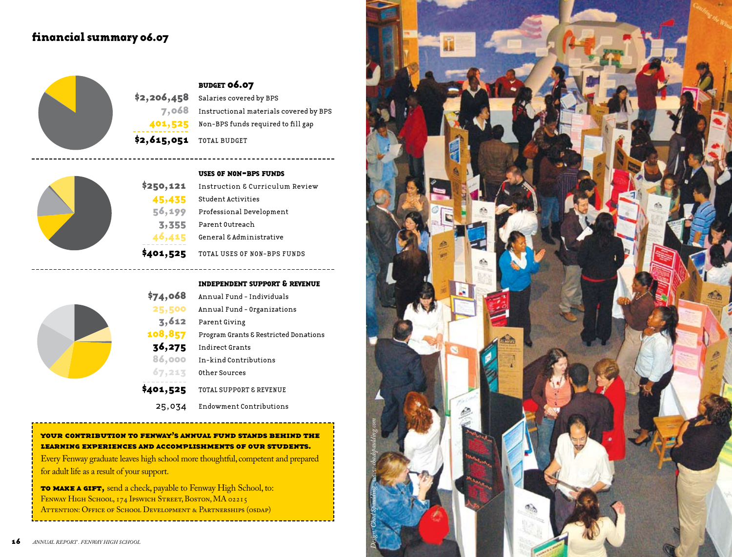## financial summary 06.07

### BUDGET 06.07

| Amount | Item |
| --- | --- |
| $2,206,458 | Salaries covered by BPS |
| 7,068 | Instructional materials covered by BPS |
| 401,525 | Non-BPS funds required to fill gap |
| **$2,615,051** | **TOTAL BUDGET** |

### USES OF NON-BPS FUNDS

| Amount | Item |
| --- | --- |
| $250,121 | Instruction & Curriculum Review |
| 45,435 | Student Activities |
| 56,199 | Professional Development |
| 3,355 | Parent Outreach |
| 46,415 | General & Administrative |
| **$401,525** | **TOTAL USES OF NON-BPS FUNDS** |

### INDEPENDENT SUPPORT & REVENUE

| Amount | Item |
| --- | --- |
| $74,068 | Annual Fund - Individuals |
| 25,500 | Annual Fund - Organizations |
| 3,612 | Parent Giving |
| 108,857 | Program Grants & Restricted Donations |
| 36,275 | Indirect Grants |
| 86,000 | In-kind Contributions |
| 67,213 | Other Sources |
| **$401,525** | **TOTAL SUPPORT & REVENUE** |
| 25,034 | Endowment Contributions |

**YOUR CONTRIBUTION TO FENWAY'S ANNUAL FUND STANDS BEHIND THE LEARNING EXPERIENCES AND ACCOMPLISHMENTS OF OUR STUDENTS.** Every Fenway graduate leaves high school more thoughtful, competent and prepared for adult life as a result of your support.

**TO MAKE A GIFT,** send a check, payable to Fenway High School, to:
Fenway High School, 174 Ipswich Street, Boston, MA 02215
Attention: Office of School Development & Partnerships (OSDAP)

*Design: Chad Spaulding – www.chadspaulding.com*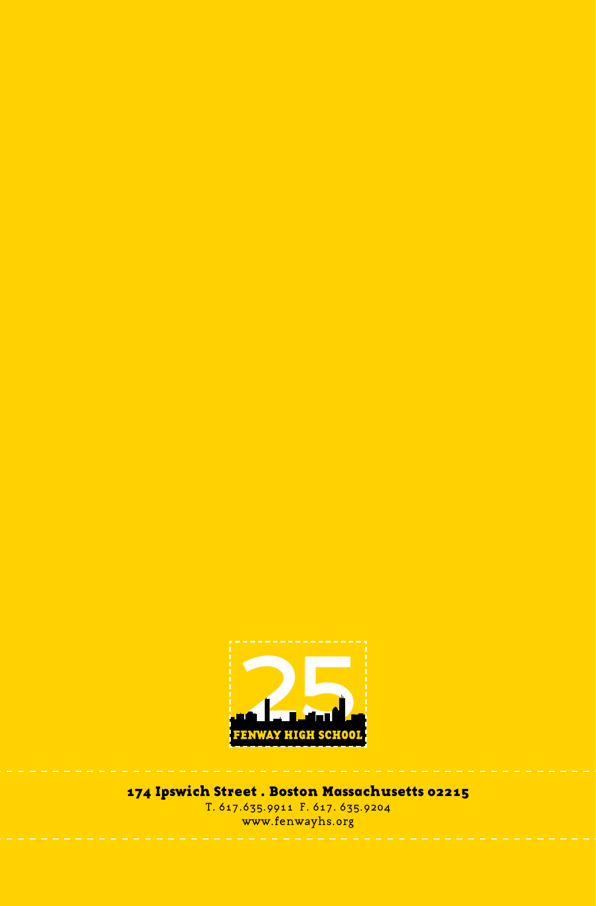25

FENWAY HIGH SCHOOL

**174 Ipswich Street . Boston Massachusetts 02215**

T. 617.635.9911 F. 617. 635.9204

www.fenwayhs.org